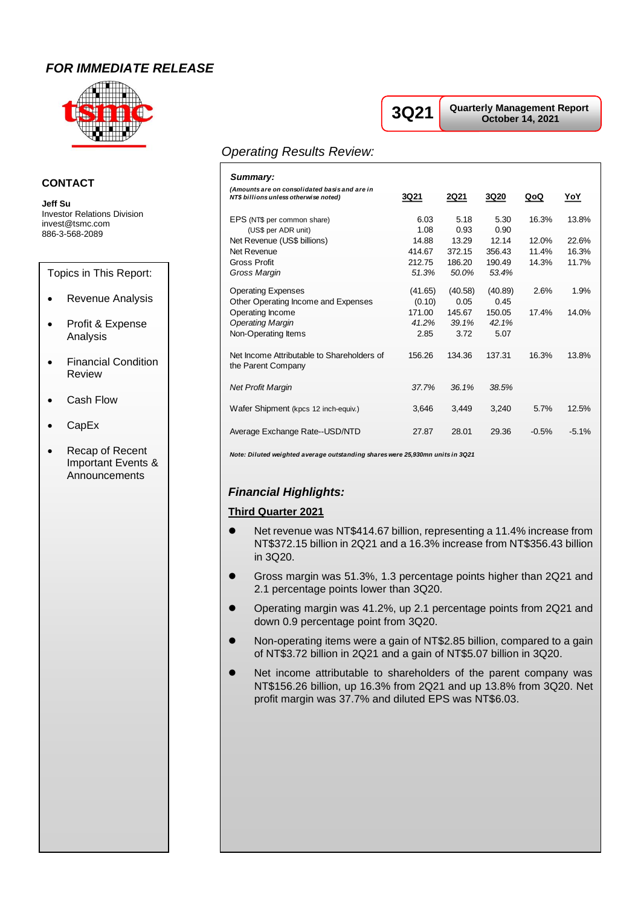***FOR IMMEDIATE RELEASE***

**3Q21** | **Quarterly Management Report October 14, 2021**

### CONTACT

**Jeff Su**
Investor Relations Division
invest@tsmc.com
886-3-568-2089

Topics in This Report:

- Revenue Analysis
- Profit & Expense Analysis
- Financial Condition Review
- Cash Flow
- CapEx
- Recap of Recent Important Events & Announcements

## *Operating Results Review:*

***Summary:***

| *(Amounts are on consolidated basis and are in NT$ billions unless otherwise noted)* | 3Q21 | 2Q21 | 3Q20 | QoQ | YoY |
|---|---|---|---|---|---|
| EPS (NT$ per common share) | 6.03 | 5.18 | 5.30 | 16.3% | 13.8% |
| (US$ per ADR unit) | 1.08 | 0.93 | 0.90 | | |
| Net Revenue (US$ billions) | 14.88 | 13.29 | 12.14 | 12.0% | 22.6% |
| Net Revenue | 414.67 | 372.15 | 356.43 | 11.4% | 16.3% |
| Gross Profit | 212.75 | 186.20 | 190.49 | 14.3% | 11.7% |
| *Gross Margin* | *51.3%* | *50.0%* | *53.4%* | | |
| Operating Expenses | (41.65) | (40.58) | (40.89) | 2.6% | 1.9% |
| Other Operating Income and Expenses | (0.10) | 0.05 | 0.45 | | |
| Operating Income | 171.00 | 145.67 | 150.05 | 17.4% | 14.0% |
| *Operating Margin* | *41.2%* | *39.1%* | *42.1%* | | |
| Non-Operating Items | 2.85 | 3.72 | 5.07 | | |
| Net Income Attributable to Shareholders of the Parent Company | 156.26 | 134.36 | 137.31 | 16.3% | 13.8% |
| *Net Profit Margin* | *37.7%* | *36.1%* | *38.5%* | | |
| Wafer Shipment (kpcs 12 inch-equiv.) | 3,646 | 3,449 | 3,240 | 5.7% | 12.5% |
| Average Exchange Rate--USD/NTD | 27.87 | 28.01 | 29.36 | -0.5% | -5.1% |

***Note: Diluted weighted average outstanding shares were 25,930mn units in 3Q21***

### *Financial Highlights:*

**Third Quarter 2021**

- Net revenue was NT$414.67 billion, representing a 11.4% increase from NT$372.15 billion in 2Q21 and a 16.3% increase from NT$356.43 billion in 3Q20.
- Gross margin was 51.3%, 1.3 percentage points higher than 2Q21 and 2.1 percentage points lower than 3Q20.
- Operating margin was 41.2%, up 2.1 percentage points from 2Q21 and down 0.9 percentage point from 3Q20.
- Non-operating items were a gain of NT$2.85 billion, compared to a gain of NT$3.72 billion in 2Q21 and a gain of NT$5.07 billion in 3Q20.
- Net income attributable to shareholders of the parent company was NT$156.26 billion, up 16.3% from 2Q21 and up 13.8% from 3Q20. Net profit margin was 37.7% and diluted EPS was NT$6.03.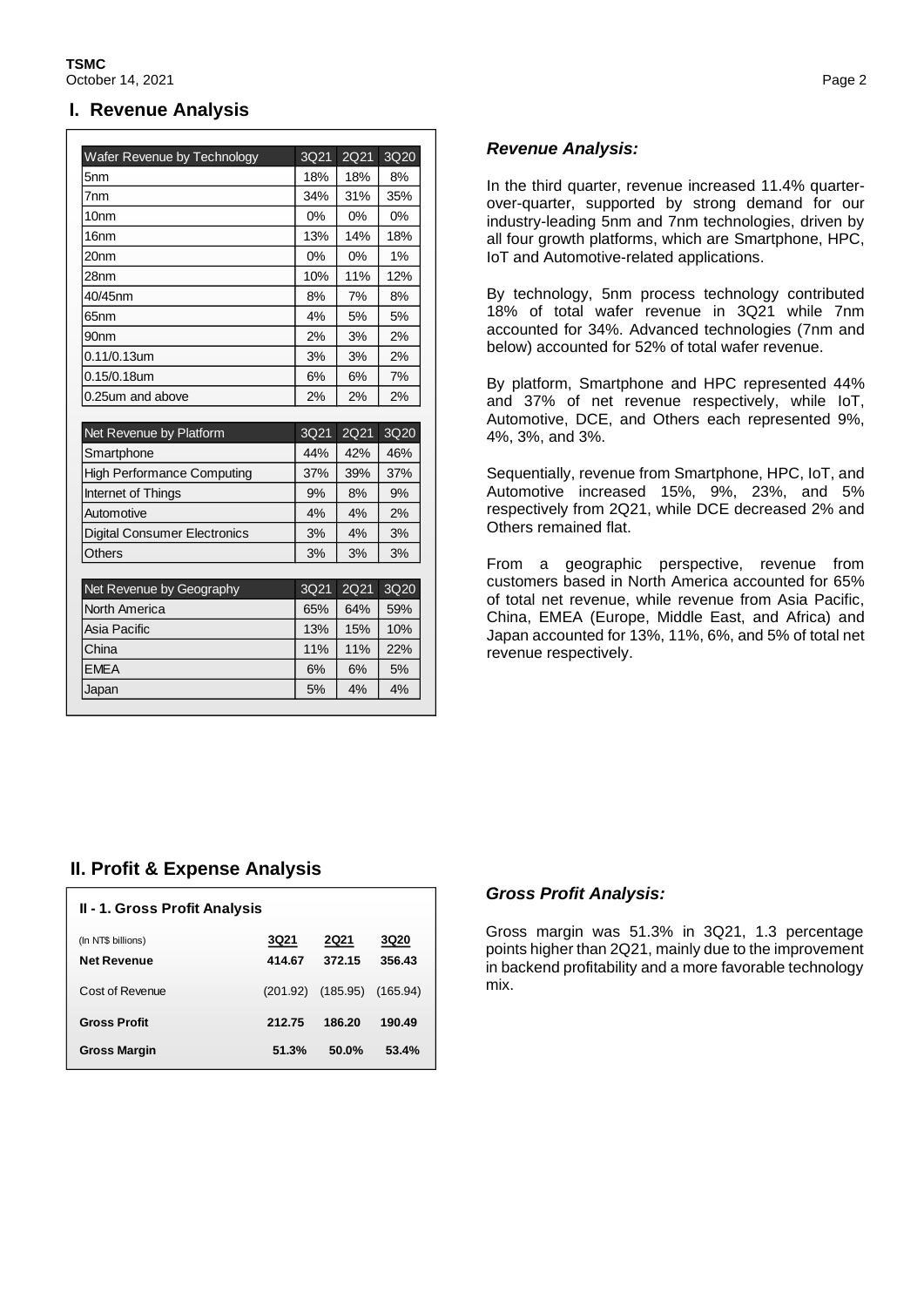## I. Revenue Analysis

| Wafer Revenue by Technology | 3Q21 | 2Q21 | 3Q20 |
|---|---|---|---|
| 5nm | 18% | 18% | 8% |
| 7nm | 34% | 31% | 35% |
| 10nm | 0% | 0% | 0% |
| 16nm | 13% | 14% | 18% |
| 20nm | 0% | 0% | 1% |
| 28nm | 10% | 11% | 12% |
| 40/45nm | 8% | 7% | 8% |
| 65nm | 4% | 5% | 5% |
| 90nm | 2% | 3% | 2% |
| 0.11/0.13um | 3% | 3% | 2% |
| 0.15/0.18um | 6% | 6% | 7% |
| 0.25um and above | 2% | 2% | 2% |

| Net Revenue by Platform | 3Q21 | 2Q21 | 3Q20 |
|---|---|---|---|
| Smartphone | 44% | 42% | 46% |
| High Performance Computing | 37% | 39% | 37% |
| Internet of Things | 9% | 8% | 9% |
| Automotive | 4% | 4% | 2% |
| Digital Consumer Electronics | 3% | 4% | 3% |
| Others | 3% | 3% | 3% |

| Net Revenue by Geography | 3Q21 | 2Q21 | 3Q20 |
|---|---|---|---|
| North America | 65% | 64% | 59% |
| Asia Pacific | 13% | 15% | 10% |
| China | 11% | 11% | 22% |
| EMEA | 6% | 6% | 5% |
| Japan | 5% | 4% | 4% |

### *Revenue Analysis:*

In the third quarter, revenue increased 11.4% quarter-over-quarter, supported by strong demand for our industry-leading 5nm and 7nm technologies, driven by all four growth platforms, which are Smartphone, HPC, IoT and Automotive-related applications.

By technology, 5nm process technology contributed 18% of total wafer revenue in 3Q21 while 7nm accounted for 34%. Advanced technologies (7nm and below) accounted for 52% of total wafer revenue.

By platform, Smartphone and HPC represented 44% and 37% of net revenue respectively, while IoT, Automotive, DCE, and Others each represented 9%, 4%, 3%, and 3%.

Sequentially, revenue from Smartphone, HPC, IoT, and Automotive increased 15%, 9%, 23%, and 5% respectively from 2Q21, while DCE decreased 2% and Others remained flat.

From a geographic perspective, revenue from customers based in North America accounted for 65% of total net revenue, while revenue from Asia Pacific, China, EMEA (Europe, Middle East, and Africa) and Japan accounted for 13%, 11%, 6%, and 5% of total net revenue respectively.

## II. Profit & Expense Analysis

**II - 1. Gross Profit Analysis**

| (In NT$ billions) | 3Q21 | 2Q21 | 3Q20 |
|---|---|---|---|
| **Net Revenue** | **414.67** | **372.15** | **356.43** |
| Cost of Revenue | (201.92) | (185.95) | (165.94) |
| **Gross Profit** | **212.75** | **186.20** | **190.49** |
| **Gross Margin** | **51.3%** | **50.0%** | **53.4%** |

### *Gross Profit Analysis:*

Gross margin was 51.3% in 3Q21, 1.3 percentage points higher than 2Q21, mainly due to the improvement in backend profitability and a more favorable technology mix.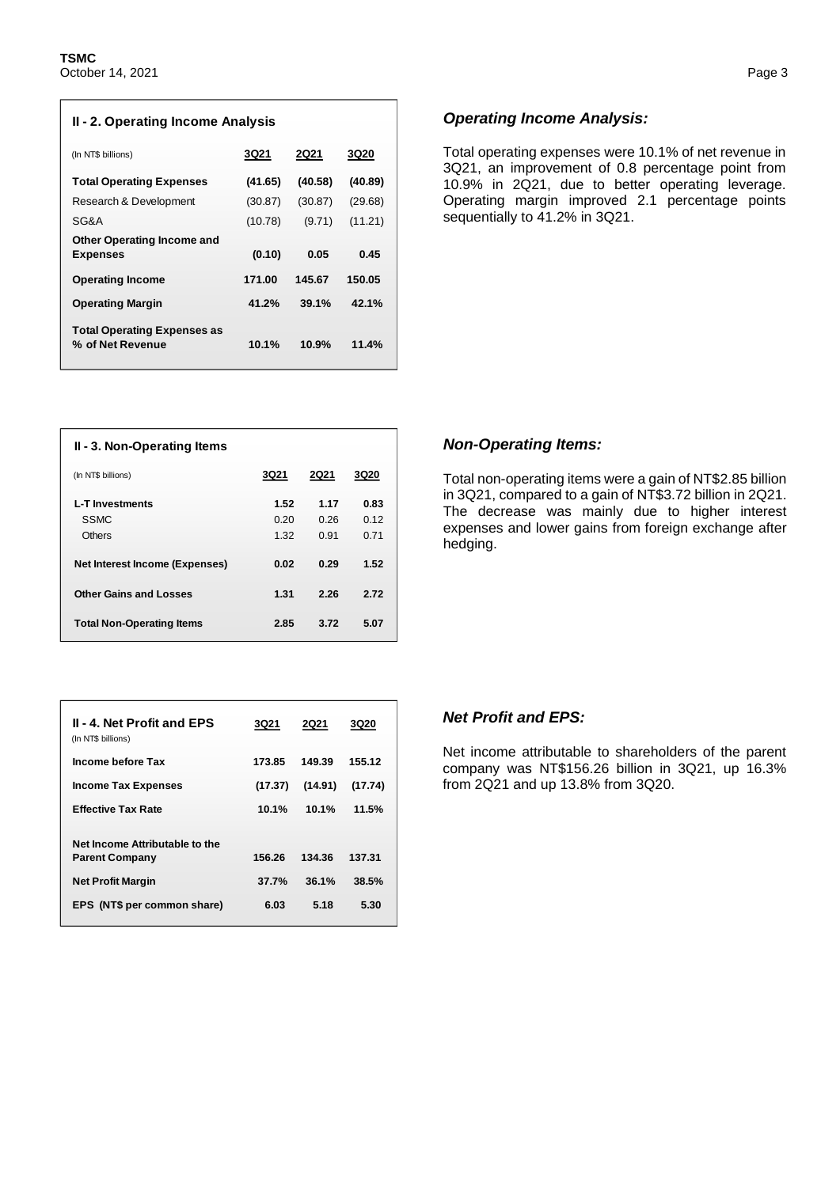## II - 2. Operating Income Analysis

| (In NT$ billions) | 3Q21 | 2Q21 | 3Q20 |
|---|---|---|---|
| **Total Operating Expenses** | **(41.65)** | **(40.58)** | **(40.89)** |
| Research & Development | (30.87) | (30.87) | (29.68) |
| SG&A | (10.78) | (9.71) | (11.21) |
| **Other Operating Income and Expenses** | **(0.10)** | **0.05** | **0.45** |
| **Operating Income** | **171.00** | **145.67** | **150.05** |
| **Operating Margin** | **41.2%** | **39.1%** | **42.1%** |
| **Total Operating Expenses as % of Net Revenue** | **10.1%** | **10.9%** | **11.4%** |

### *Operating Income Analysis:*

Total operating expenses were 10.1% of net revenue in 3Q21, an improvement of 0.8 percentage point from 10.9% in 2Q21, due to better operating leverage. Operating margin improved 2.1 percentage points sequentially to 41.2% in 3Q21.

## II - 3. Non-Operating Items

| (In NT$ billions) | 3Q21 | 2Q21 | 3Q20 |
|---|---|---|---|
| **L-T Investments** | **1.52** | **1.17** | **0.83** |
| SSMC | 0.20 | 0.26 | 0.12 |
| Others | 1.32 | 0.91 | 0.71 |
| **Net Interest Income (Expenses)** | **0.02** | **0.29** | **1.52** |
| **Other Gains and Losses** | **1.31** | **2.26** | **2.72** |
| **Total Non-Operating Items** | **2.85** | **3.72** | **5.07** |

### *Non-Operating Items:*

Total non-operating items were a gain of NT$2.85 billion in 3Q21, compared to a gain of NT$3.72 billion in 2Q21. The decrease was mainly due to higher interest expenses and lower gains from foreign exchange after hedging.

## II - 4. Net Profit and EPS

| (In NT$ billions) | 3Q21 | 2Q21 | 3Q20 |
|---|---|---|---|
| **Income before Tax** | **173.85** | **149.39** | **155.12** |
| **Income Tax Expenses** | **(17.37)** | **(14.91)** | **(17.74)** |
| **Effective Tax Rate** | **10.1%** | **10.1%** | **11.5%** |
| **Net Income Attributable to the Parent Company** | **156.26** | **134.36** | **137.31** |
| **Net Profit Margin** | **37.7%** | **36.1%** | **38.5%** |
| **EPS (NT$ per common share)** | **6.03** | **5.18** | **5.30** |

### *Net Profit and EPS:*

Net income attributable to shareholders of the parent company was NT$156.26 billion in 3Q21, up 16.3% from 2Q21 and up 13.8% from 3Q20.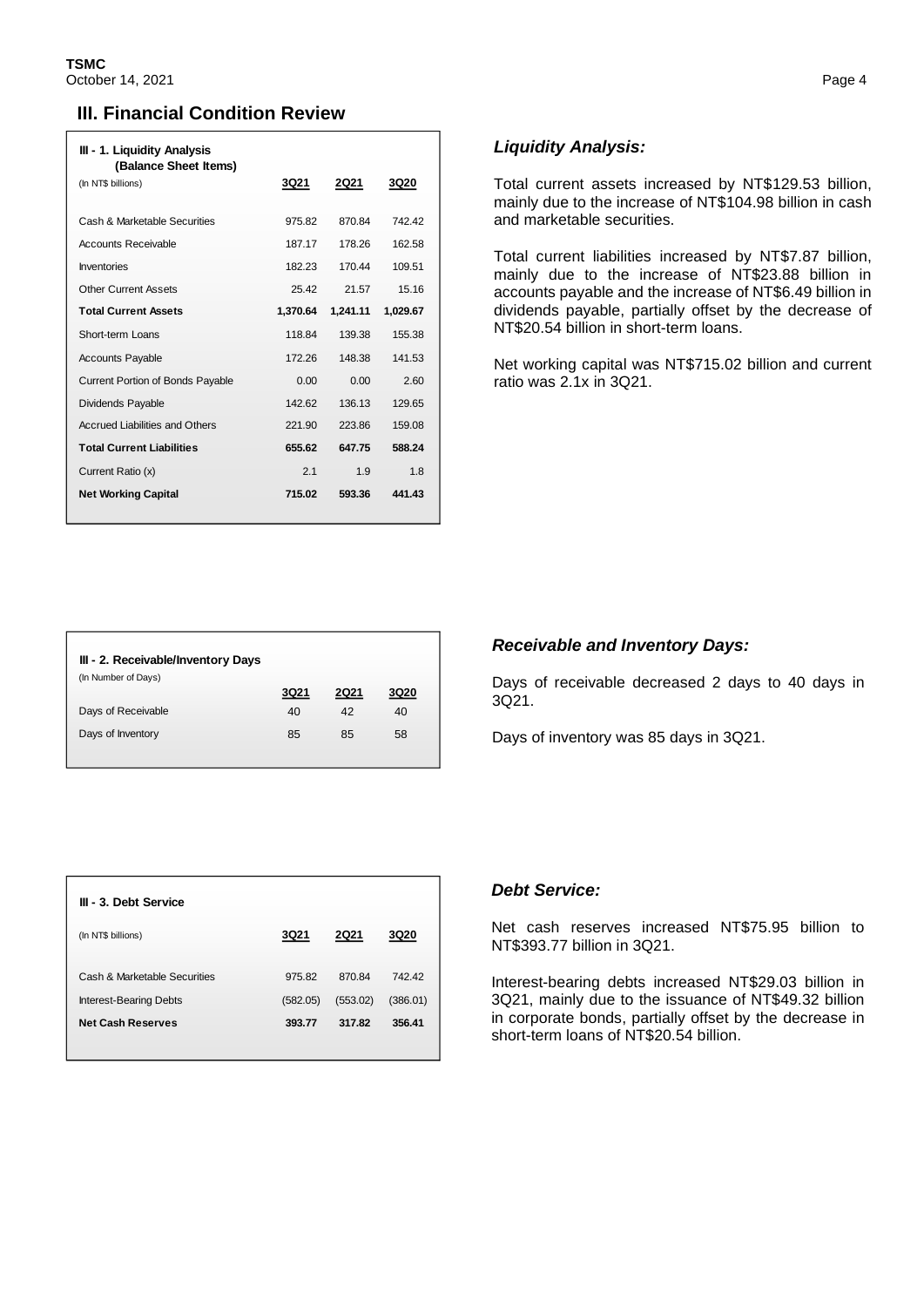## III. Financial Condition Review

**III - 1. Liquidity Analysis (Balance Sheet Items)**

| (In NT$ billions) | 3Q21 | 2Q21 | 3Q20 |
|---|---|---|---|
| Cash & Marketable Securities | 975.82 | 870.84 | 742.42 |
| Accounts Receivable | 187.17 | 178.26 | 162.58 |
| Inventories | 182.23 | 170.44 | 109.51 |
| Other Current Assets | 25.42 | 21.57 | 15.16 |
| **Total Current Assets** | **1,370.64** | **1,241.11** | **1,029.67** |
| Short-term Loans | 118.84 | 139.38 | 155.38 |
| Accounts Payable | 172.26 | 148.38 | 141.53 |
| Current Portion of Bonds Payable | 0.00 | 0.00 | 2.60 |
| Dividends Payable | 142.62 | 136.13 | 129.65 |
| Accrued Liabilities and Others | 221.90 | 223.86 | 159.08 |
| **Total Current Liabilities** | **655.62** | **647.75** | **588.24** |
| Current Ratio (x) | 2.1 | 1.9 | 1.8 |
| **Net Working Capital** | **715.02** | **593.36** | **441.43** |

### *Liquidity Analysis:*

Total current assets increased by NT$129.53 billion, mainly due to the increase of NT$104.98 billion in cash and marketable securities.

Total current liabilities increased by NT$7.87 billion, mainly due to the increase of NT$23.88 billion in accounts payable and the increase of NT$6.49 billion in dividends payable, partially offset by the decrease of NT$20.54 billion in short-term loans.

Net working capital was NT$715.02 billion and current ratio was 2.1x in 3Q21.

**III - 2. Receivable/Inventory Days**

| (In Number of Days) | 3Q21 | 2Q21 | 3Q20 |
|---|---|---|---|
| Days of Receivable | 40 | 42 | 40 |
| Days of Inventory | 85 | 85 | 58 |

### *Receivable and Inventory Days:*

Days of receivable decreased 2 days to 40 days in 3Q21.

Days of inventory was 85 days in 3Q21.

**III - 3. Debt Service**

| (In NT$ billions) | 3Q21 | 2Q21 | 3Q20 |
|---|---|---|---|
| Cash & Marketable Securities | 975.82 | 870.84 | 742.42 |
| Interest-Bearing Debts | (582.05) | (553.02) | (386.01) |
| **Net Cash Reserves** | **393.77** | **317.82** | **356.41** |

### *Debt Service:*

Net cash reserves increased NT$75.95 billion to NT$393.77 billion in 3Q21.

Interest-bearing debts increased NT$29.03 billion in 3Q21, mainly due to the issuance of NT$49.32 billion in corporate bonds, partially offset by the decrease in short-term loans of NT$20.54 billion.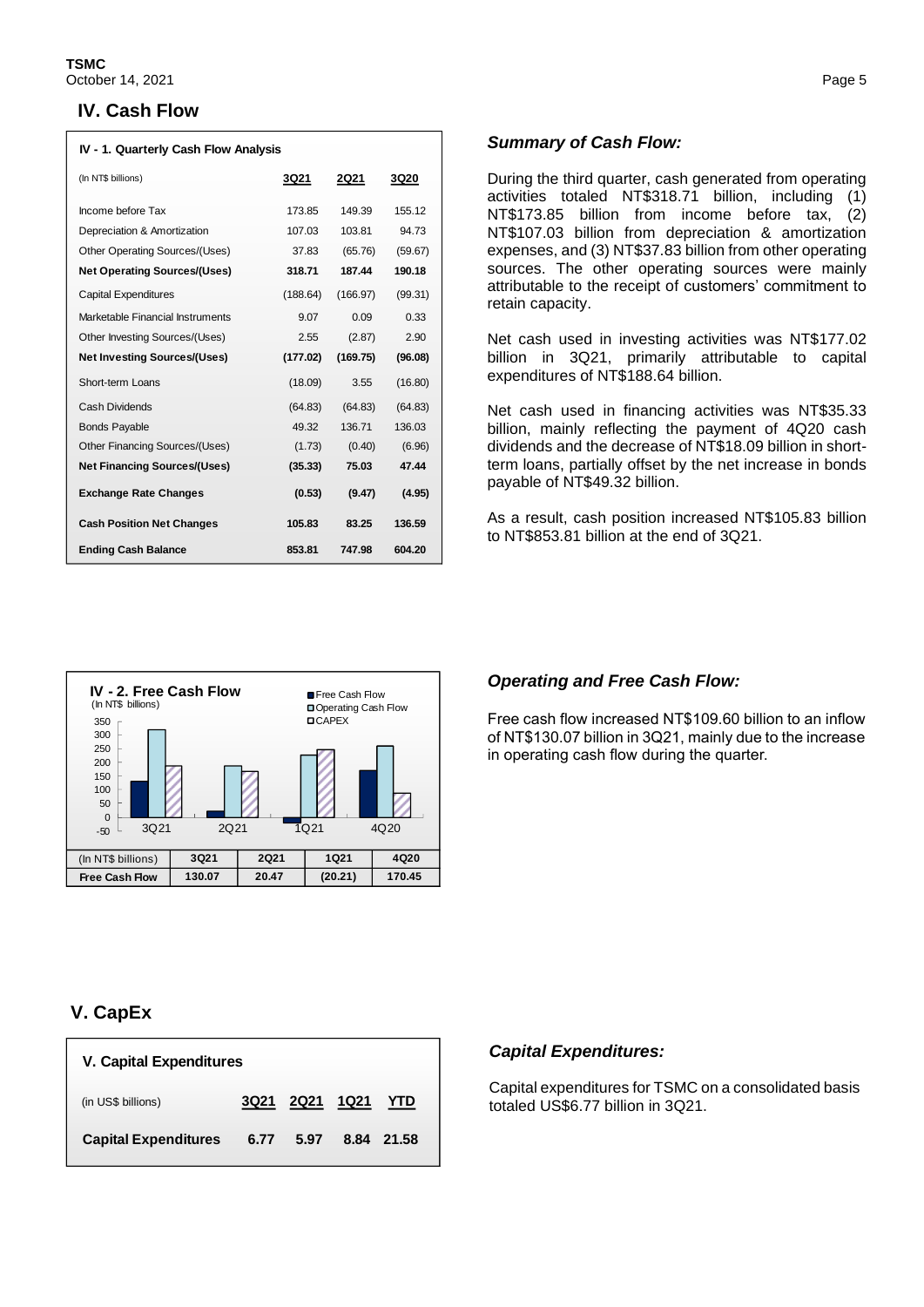## IV. Cash Flow

| IV - 1. Quarterly Cash Flow Analysis | | | |
|---|---|---|---|
| (In NT$ billions) | 3Q21 | 2Q21 | 3Q20 |
| Income before Tax | 173.85 | 149.39 | 155.12 |
| Depreciation & Amortization | 107.03 | 103.81 | 94.73 |
| Other Operating Sources/(Uses) | 37.83 | (65.76) | (59.67) |
| **Net Operating Sources/(Uses)** | **318.71** | **187.44** | **190.18** |
| Capital Expenditures | (188.64) | (166.97) | (99.31) |
| Marketable Financial Instruments | 9.07 | 0.09 | 0.33 |
| Other Investing Sources/(Uses) | 2.55 | (2.87) | 2.90 |
| **Net Investing Sources/(Uses)** | **(177.02)** | **(169.75)** | **(96.08)** |
| Short-term Loans | (18.09) | 3.55 | (16.80) |
| Cash Dividends | (64.83) | (64.83) | (64.83) |
| Bonds Payable | 49.32 | 136.71 | 136.03 |
| Other Financing Sources/(Uses) | (1.73) | (0.40) | (6.96) |
| **Net Financing Sources/(Uses)** | **(35.33)** | **75.03** | **47.44** |
| **Exchange Rate Changes** | **(0.53)** | **(9.47)** | **(4.95)** |
| **Cash Position Net Changes** | **105.83** | **83.25** | **136.59** |
| **Ending Cash Balance** | **853.81** | **747.98** | **604.20** |

### *Summary of Cash Flow:*

During the third quarter, cash generated from operating activities totaled NT$318.71 billion, including (1) NT$173.85 billion from income before tax, (2) NT$107.03 billion from depreciation & amortization expenses, and (3) NT$37.83 billion from other operating sources. The other operating sources were mainly attributable to the receipt of customers' commitment to retain capacity.

Net cash used in investing activities was NT$177.02 billion in 3Q21, primarily attributable to capital expenditures of NT$188.64 billion.

Net cash used in financing activities was NT$35.33 billion, mainly reflecting the payment of 4Q20 cash dividends and the decrease of NT$18.09 billion in short-term loans, partially offset by the net increase in bonds payable of NT$49.32 billion.

As a result, cash position increased NT$105.83 billion to NT$853.81 billion at the end of 3Q21.

**IV - 2. Free Cash Flow**
(In NT$ billions)

| (In NT$ billions) | 3Q21 | 2Q21 | 1Q21 | 4Q20 |
|---|---|---|---|---|
| **Free Cash Flow** | **130.07** | **20.47** | **(20.21)** | **170.45** |

### *Operating and Free Cash Flow:*

Free cash flow increased NT$109.60 billion to an inflow of NT$130.07 billion in 3Q21, mainly due to the increase in operating cash flow during the quarter.

## V. CapEx

| V. Capital Expenditures | | | | |
|---|---|---|---|---|
| (in US$ billions) | 3Q21 | 2Q21 | 1Q21 | YTD |
| **Capital Expenditures** | **6.77** | **5.97** | **8.84** | **21.58** |

### *Capital Expenditures:*

Capital expenditures for TSMC on a consolidated basis totaled US$6.77 billion in 3Q21.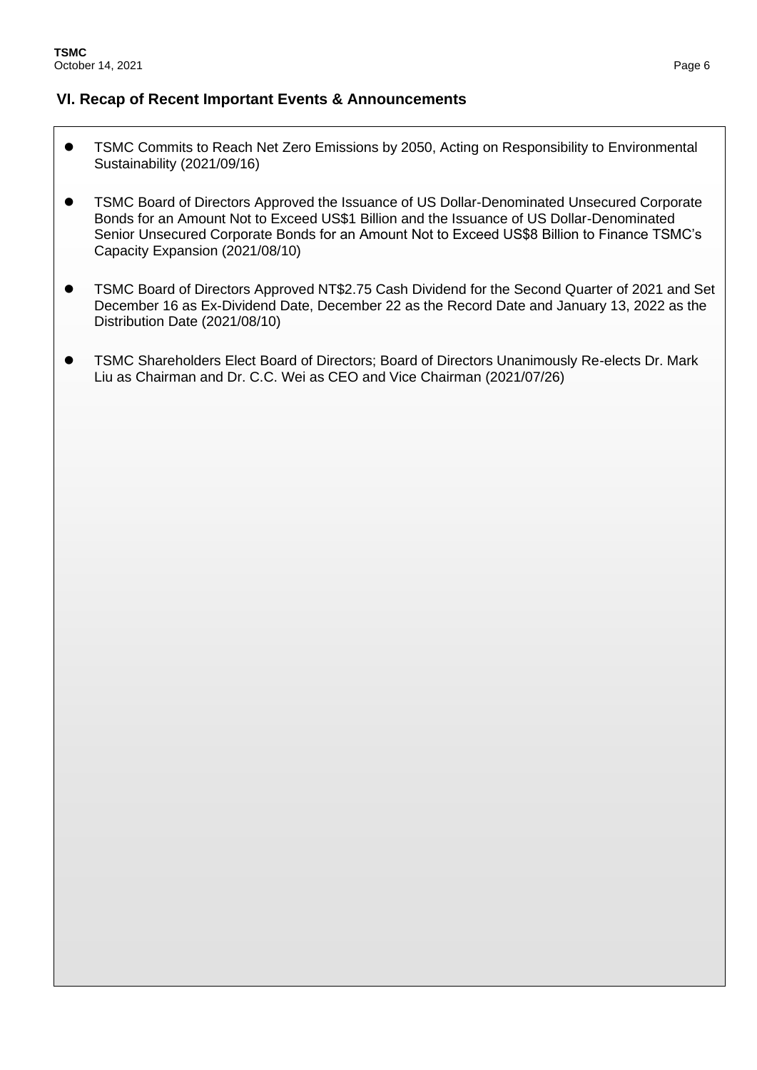## VI. Recap of Recent Important Events & Announcements

- TSMC Commits to Reach Net Zero Emissions by 2050, Acting on Responsibility to Environmental Sustainability (2021/09/16)
- TSMC Board of Directors Approved the Issuance of US Dollar-Denominated Unsecured Corporate Bonds for an Amount Not to Exceed US$1 Billion and the Issuance of US Dollar-Denominated Senior Unsecured Corporate Bonds for an Amount Not to Exceed US$8 Billion to Finance TSMC's Capacity Expansion (2021/08/10)
- TSMC Board of Directors Approved NT$2.75 Cash Dividend for the Second Quarter of 2021 and Set December 16 as Ex-Dividend Date, December 22 as the Record Date and January 13, 2022 as the Distribution Date (2021/08/10)
- TSMC Shareholders Elect Board of Directors; Board of Directors Unanimously Re-elects Dr. Mark Liu as Chairman and Dr. C.C. Wei as CEO and Vice Chairman (2021/07/26)